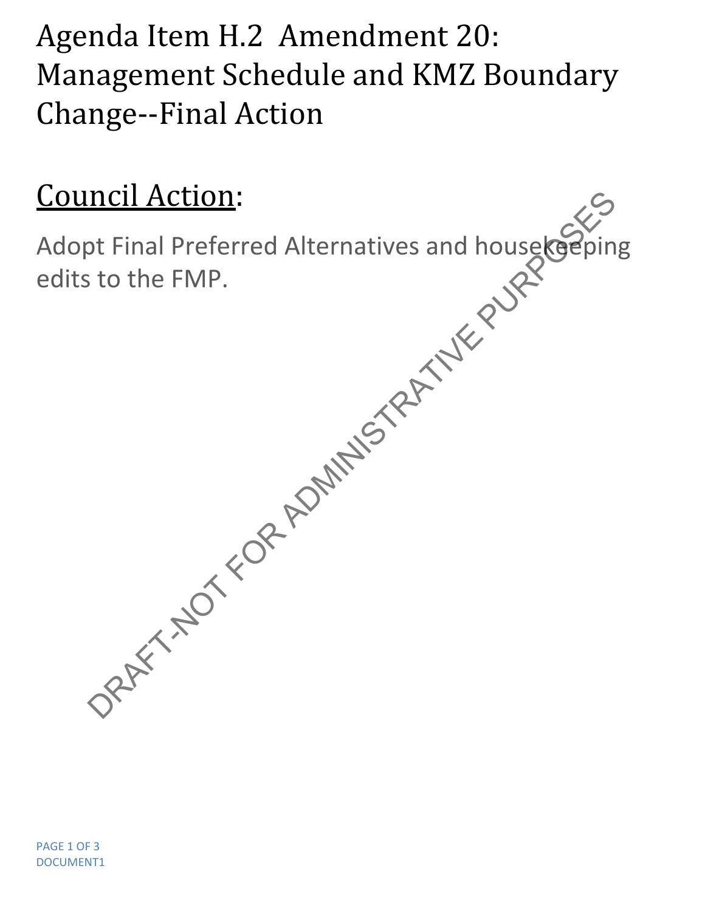# Agenda Item H.2 Amendment 20: Management Schedule and KMZ Boundary Change--Final Action

## Council Action:

Adopt Final Preferred Alternatives and housekeeping edits to the FMP.

DRAFT-NOT FOR ADMINISTRATIVE PURPOSES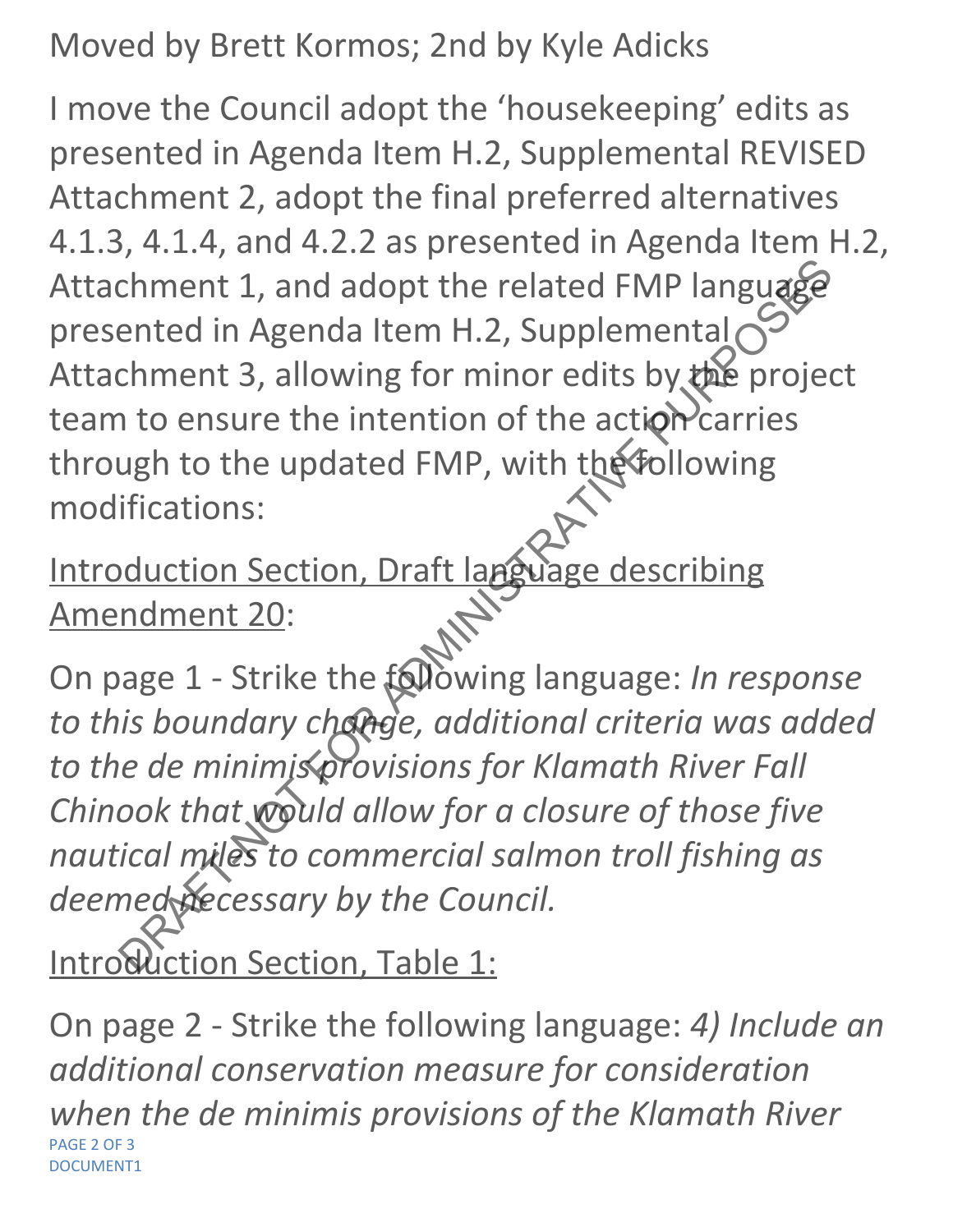Moved by Brett Kormos; 2nd by Kyle Adicks

I move the Council adopt the 'housekeeping' edits as presented in Agenda Item H.2, Supplemental REVISED Attachment 2, adopt the final preferred alternatives 4.1.3, 4.1.4, and 4.2.2 as presented in Agenda Item H.2, Attachment 1, and adopt the related FMP language presented in Agenda Item H.2, Supplemental Attachment 3, allowing for minor edits by the project team to ensure the intention of the action carries through to the updated FMP, with the following modifications:

<u>Introduction Section, Draft language describing Amendment 20</u>:

On page 1 - Strike the following language: *In response to this boundary change, additional criteria was added to the de minimis provisions for Klamath River Fall Chinook that would allow for a closure of those five nautical miles to commercial salmon troll fishing as deemed necessary by the Council.*

<u>Introduction Section, Table 1:</u>

On page 2 - Strike the following language: *4) Include an additional conservation measure for consideration when the de minimis provisions of the Klamath River*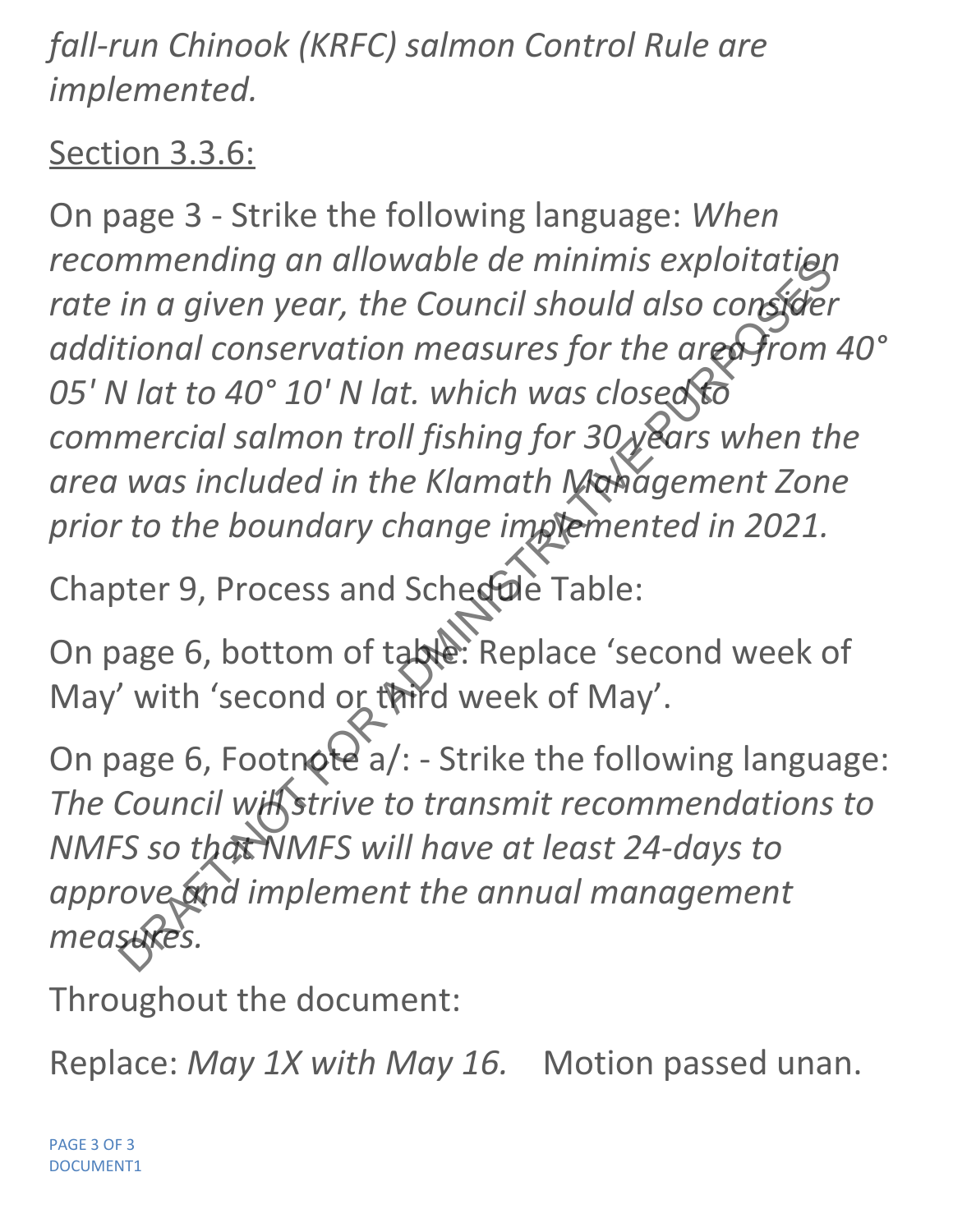*fall-run Chinook (KRFC) salmon Control Rule are implemented.*

Section 3.3.6:

On page 3 - Strike the following language: *When recommending an allowable de minimis exploitation rate in a given year, the Council should also consider additional conservation measures for the area from 40° 05' N lat to 40° 10' N lat. which was closed to commercial salmon troll fishing for 30 years when the area was included in the Klamath Management Zone prior to the boundary change implemented in 2021.*

Chapter 9, Process and Schedule Table:

On page 6, bottom of table: Replace 'second week of May' with 'second or third week of May'.

On page 6, Footnote a/: - Strike the following language: *The Council will strive to transmit recommendations to NMFS so that NMFS will have at least 24-days to approve and implement the annual management measures.*

Throughout the document:

Replace: *May 1X with May 16.* Motion passed unan.